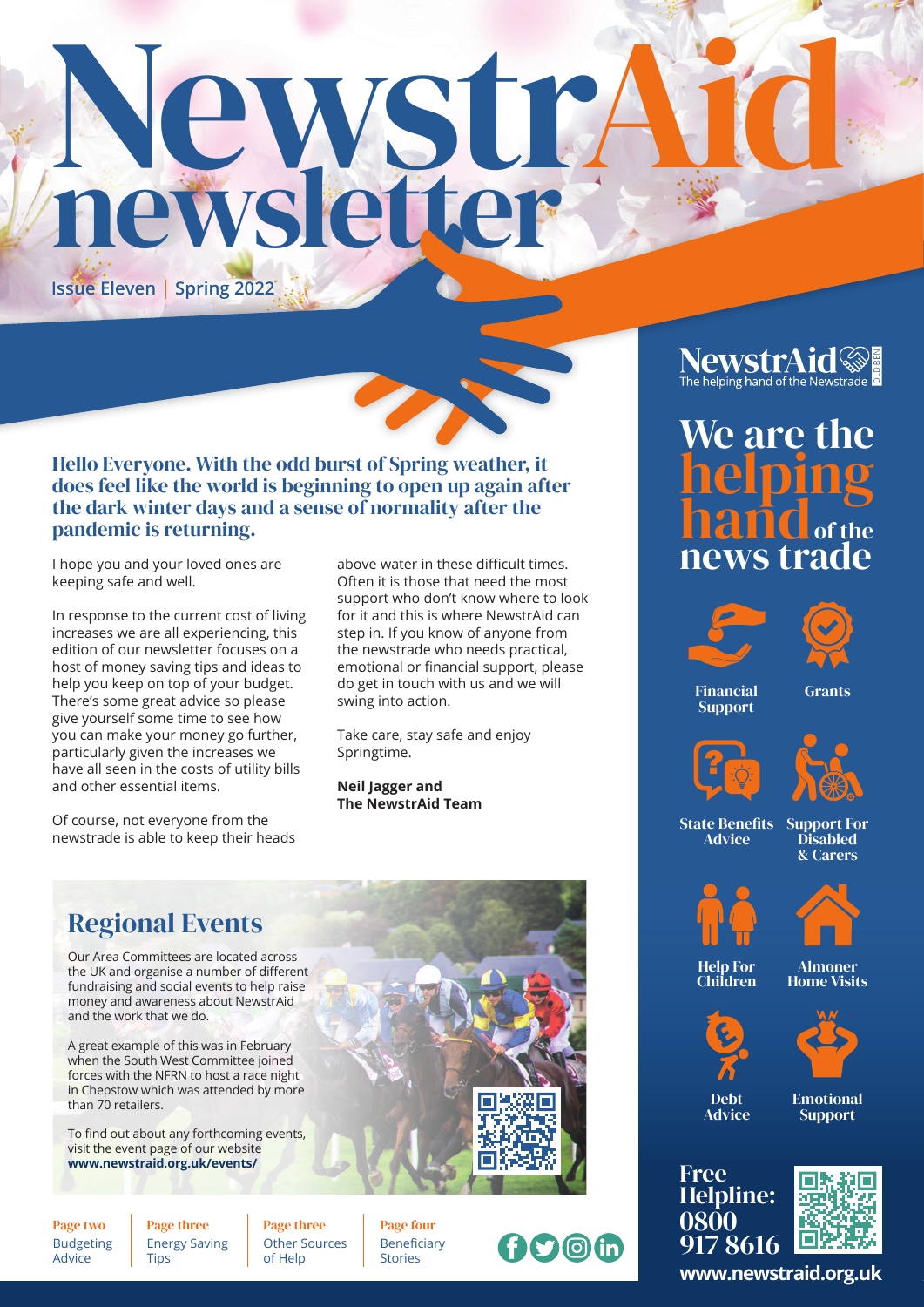# NewstrAid newsletter

Issue Eleven | Spring 2022

**Hello Everyone. With the odd burst of Spring weather, it does feel like the world is beginning to open up again after the dark winter days and a sense of normality after the pandemic is returning.**

I hope you and your loved ones are keeping safe and well.

In response to the current cost of living increases we are all experiencing, this edition of our newsletter focuses on a host of money saving tips and ideas to help you keep on top of your budget. There's some great advice so please give yourself some time to see how you can make your money go further, particularly given the increases we have all seen in the costs of utility bills and other essential items.

Of course, not everyone from the newstrade is able to keep their heads above water in these difficult times. Often it is those that need the most support who don't know where to look for it and this is where NewstrAid can step in. If you know of anyone from the newstrade who needs practical, emotional or financial support, please do get in touch with us and we will swing into action.

Take care, stay safe and enjoy Springtime.

**Neil Jagger and The NewstrAid Team**

## Regional Events

Our Area Committees are located across the UK and organise a number of different fundraising and social events to help raise money and awareness about NewstrAid and the work that we do.

A great example of this was in February when the South West Committee joined forces with the NFRN to host a race night in Chepstow which was attended by more than 70 retailers.

To find out about any forthcoming events, visit the event page of our website **www.newstraid.org.uk/events/**

**Page two** Budgeting Advice | **Page three** Energy Saving Tips | **Page three** Other Sources of Help | **Page four** Beneficiary Stories

NewstrAid
The helping hand of the Newstrade
OLD BEN

## We are the helping hand of the news trade

- Financial Support
- Grants
- State Benefits Advice
- Support For Disabled & Carers
- Help For Children
- Almoner Home Visits
- Debt Advice
- Emotional Support

**Free Helpline: 0800 917 8616**

**www.newstraid.org.uk**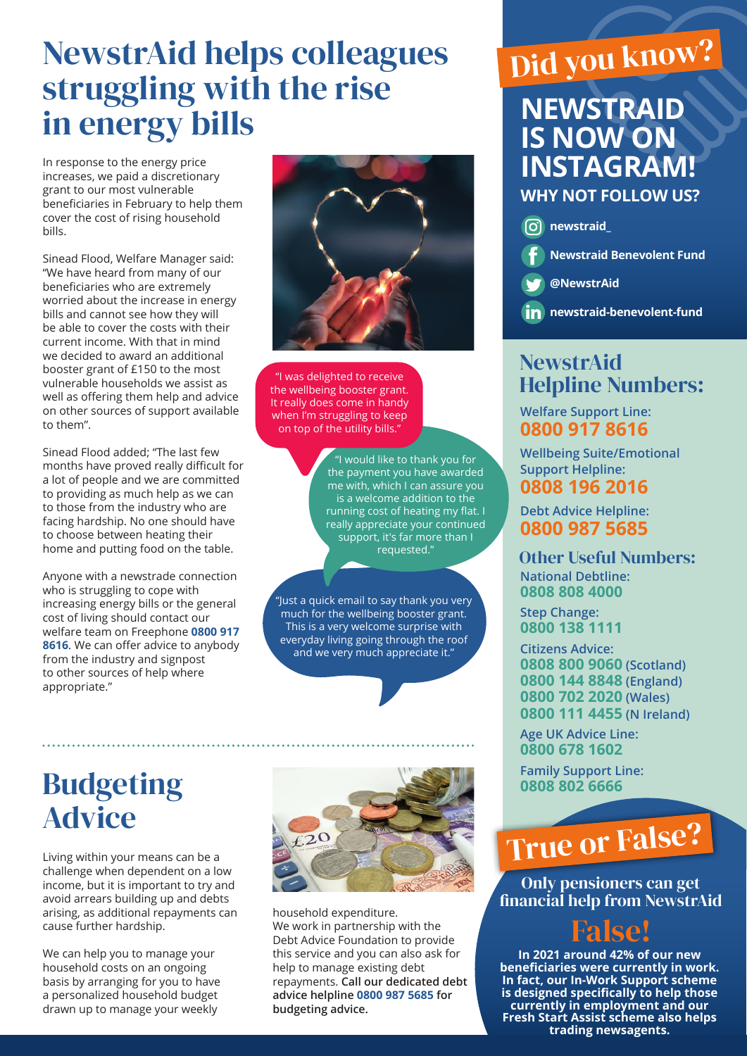# NewstrAid helps colleagues struggling with the rise in energy bills

In response to the energy price increases, we paid a discretionary grant to our most vulnerable beneficiaries in February to help them cover the cost of rising household bills.

Sinead Flood, Welfare Manager said: "We have heard from many of our beneficiaries who are extremely worried about the increase in energy bills and cannot see how they will be able to cover the costs with their current income. With that in mind we decided to award an additional booster grant of £150 to the most vulnerable households we assist as well as offering them help and advice on other sources of support available to them".

Sinead Flood added; "The last few months have proved really difficult for a lot of people and we are committed to providing as much help as we can to those from the industry who are facing hardship. No one should have to choose between heating their home and putting food on the table.

Anyone with a newstrade connection who is struggling to cope with increasing energy bills or the general cost of living should contact our welfare team on Freephone **0800 917 8616**. We can offer advice to anybody from the industry and signpost to other sources of help where appropriate."

"I was delighted to receive the wellbeing booster grant. It really does come in handy when I'm struggling to keep on top of the utility bills."

"I would like to thank you for the payment you have awarded me with, which I can assure you is a welcome addition to the running cost of heating my flat. I really appreciate your continued support, it's far more than I requested."

"Just a quick email to say thank you very much for the wellbeing booster grant. This is a very welcome surprise with everyday living going through the roof and we very much appreciate it."

# Budgeting Advice

Living within your means can be a challenge when dependent on a low income, but it is important to try and avoid arrears building up and debts arising, as additional repayments can cause further hardship.

We can help you to manage your household costs on an ongoing basis by arranging for you to have a personalized household budget drawn up to manage your weekly household expenditure.

We work in partnership with the Debt Advice Foundation to provide this service and you can also ask for help to manage existing debt repayments. **Call our dedicated debt advice helpline 0800 987 5685 for budgeting advice.**

## Did you know?

### NEWSTRAID IS NOW ON INSTAGRAM!

**WHY NOT FOLLOW US?**

- **newstraid_**
- **Newstraid Benevolent Fund**
- **@NewstrAid**
- **newstraid-benevolent-fund**

## NewstrAid Helpline Numbers:

**Welfare Support Line:**
**0800 917 8616**

**Wellbeing Suite/Emotional Support Helpline:**
**0808 196 2016**

**Debt Advice Helpline:**
**0800 987 5685**

## Other Useful Numbers:

**National Debtline:**
**0808 808 4000**

**Step Change:**
**0800 138 1111**

**Citizens Advice:**
**0808 800 9060** (Scotland)
**0800 144 8848** (England)
**0800 702 2020** (Wales)
**0800 111 4455** (N Ireland)

**Age UK Advice Line:**
**0800 678 1602**

**Family Support Line:**
**0808 802 6666**

## True or False?

### Only pensioners can get financial help from NewstrAid

# False!

**In 2021 around 42% of our new beneficiaries were currently in work. In fact, our In-Work Support scheme is designed specifically to help those currently in employment and our Fresh Start Assist scheme also helps trading newsagents.**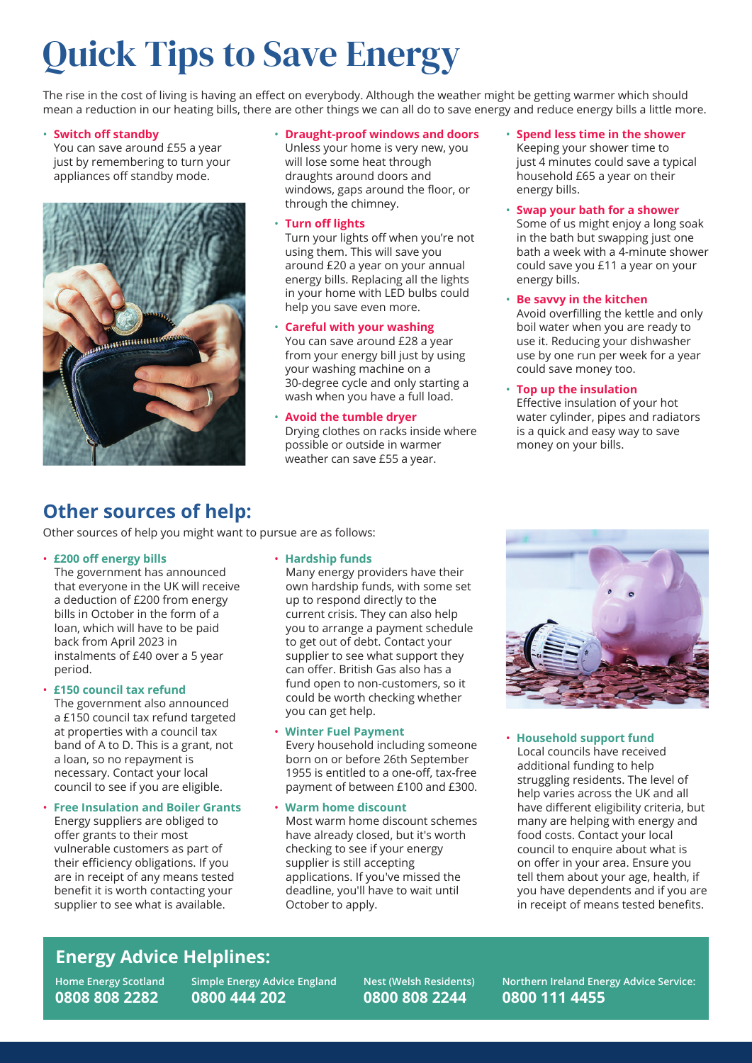# Quick Tips to Save Energy

The rise in the cost of living is having an effect on everybody. Although the weather might be getting warmer which should mean a reduction in our heating bills, there are other things we can all do to save energy and reduce energy bills a little more.

- **Switch off standby**
  You can save around £55 a year just by remembering to turn your appliances off standby mode.
- **Draught-proof windows and doors**
  Unless your home is very new, you will lose some heat through draughts around doors and windows, gaps around the floor, or through the chimney.
- **Turn off lights**
  Turn your lights off when you're not using them. This will save you around £20 a year on your annual energy bills. Replacing all the lights in your home with LED bulbs could help you save even more.
- **Careful with your washing**
  You can save around £28 a year from your energy bill just by using your washing machine on a 30-degree cycle and only starting a wash when you have a full load.
- **Avoid the tumble dryer**
  Drying clothes on racks inside where possible or outside in warmer weather can save £55 a year.
- **Spend less time in the shower**
  Keeping your shower time to just 4 minutes could save a typical household £65 a year on their energy bills.
- **Swap your bath for a shower**
  Some of us might enjoy a long soak in the bath but swapping just one bath a week with a 4-minute shower could save you £11 a year on your energy bills.
- **Be savvy in the kitchen**
  Avoid overfilling the kettle and only boil water when you are ready to use it. Reducing your dishwasher use by one run per week for a year could save money too.
- **Top up the insulation**
  Effective insulation of your hot water cylinder, pipes and radiators is a quick and easy way to save money on your bills.

## Other sources of help:

Other sources of help you might want to pursue are as follows:

- **£200 off energy bills**
  The government has announced that everyone in the UK will receive a deduction of £200 from energy bills in October in the form of a loan, which will have to be paid back from April 2023 in instalments of £40 over a 5 year period.
- **£150 council tax refund**
  The government also announced a £150 council tax refund targeted at properties with a council tax band of A to D. This is a grant, not a loan, so no repayment is necessary. Contact your local council to see if you are eligible.
- **Free Insulation and Boiler Grants**
  Energy suppliers are obliged to offer grants to their most vulnerable customers as part of their efficiency obligations. If you are in receipt of any means tested benefit it is worth contacting your supplier to see what is available.
- **Hardship funds**
  Many energy providers have their own hardship funds, with some set up to respond directly to the current crisis. They can also help you to arrange a payment schedule to get out of debt. Contact your supplier to see what support they can offer. British Gas also has a fund open to non-customers, so it could be worth checking whether you can get help.
- **Winter Fuel Payment**
  Every household including someone born on or before 26th September 1955 is entitled to a one-off, tax-free payment of between £100 and £300.
- **Warm home discount**
  Most warm home discount schemes have already closed, but it's worth checking to see if your energy supplier is still accepting applications. If you've missed the deadline, you'll have to wait until October to apply.
- **Household support fund**
  Local councils have received additional funding to help struggling residents. The level of help varies across the UK and all have different eligibility criteria, but many are helping with energy and food costs. Contact your local council to enquire about what is on offer in your area. Ensure you tell them about your age, health, if you have dependents and if you are in receipt of means tested benefits.

## Energy Advice Helplines:

**Home Energy Scotland**
**0808 808 2282**

**Simple Energy Advice England**
**0800 444 202**

**Nest (Welsh Residents)**
**0800 808 2244**

**Northern Ireland Energy Advice Service:**
**0800 111 4455**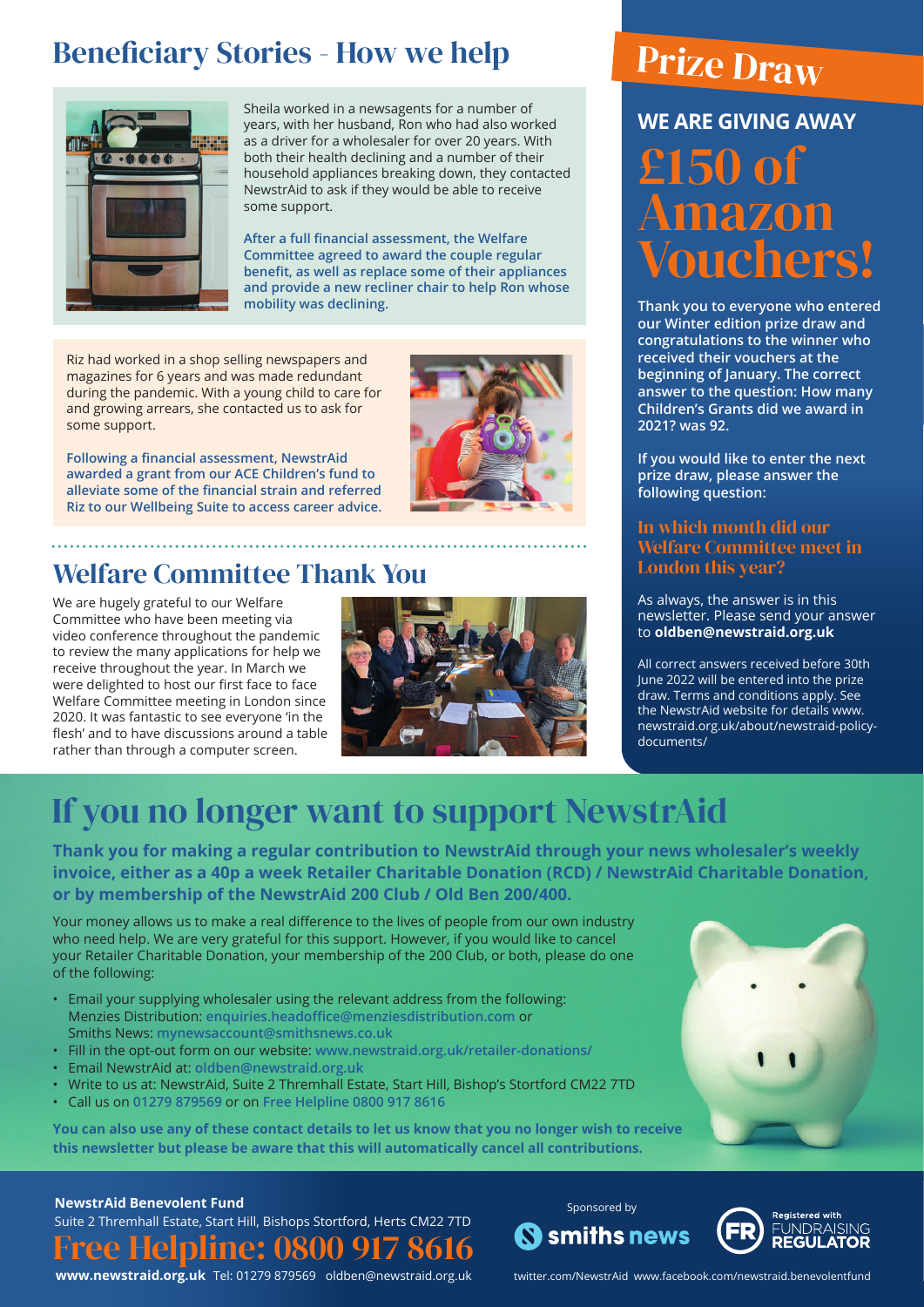## Beneficiary Stories - How we help

Sheila worked in a newsagents for a number of years, with her husband, Ron who had also worked as a driver for a wholesaler for over 20 years. With both their health declining and a number of their household appliances breaking down, they contacted NewstrAid to ask if they would be able to receive some support.

**After a full financial assessment, the Welfare Committee agreed to award the couple regular benefit, as well as replace some of their appliances and provide a new recliner chair to help Ron whose mobility was declining.**

Riz had worked in a shop selling newspapers and magazines for 6 years and was made redundant during the pandemic. With a young child to care for and growing arrears, she contacted us to ask for some support.

**Following a financial assessment, NewstrAid awarded a grant from our ACE Children's fund to alleviate some of the financial strain and referred Riz to our Wellbeing Suite to access career advice.**

## Welfare Committee Thank You

We are hugely grateful to our Welfare Committee who have been meeting via video conference throughout the pandemic to review the many applications for help we receive throughout the year. In March we were delighted to host our first face to face Welfare Committee meeting in London since 2020. It was fantastic to see everyone 'in the flesh' and to have discussions around a table rather than through a computer screen.

## Prize Draw

**WE ARE GIVING AWAY**

# £150 of Amazon Vouchers!

**Thank you to everyone who entered our Winter edition prize draw and congratulations to the winner who received their vouchers at the beginning of January. The correct answer to the question: How many Children's Grants did we award in 2021? was 92.**

**If you would like to enter the next prize draw, please answer the following question:**

**In which month did our Welfare Committee meet in London this year?**

As always, the answer is in this newsletter. Please send your answer to **oldben@newstraid.org.uk**

All correct answers received before 30th June 2022 will be entered into the prize draw. Terms and conditions apply. See the NewstrAid website for details www.newstraid.org.uk/about/newstraid-policy-documents/

## If you no longer want to support NewstrAid

**Thank you for making a regular contribution to NewstrAid through your news wholesaler's weekly invoice, either as a 40p a week Retailer Charitable Donation (RCD) / NewstrAid Charitable Donation, or by membership of the NewstrAid 200 Club / Old Ben 200/400.**

Your money allows us to make a real difference to the lives of people from our own industry who need help. We are very grateful for this support. However, if you would like to cancel your Retailer Charitable Donation, your membership of the 200 Club, or both, please do one of the following:

- Email your supplying wholesaler using the relevant address from the following: Menzies Distribution: enquiries.headoffice@menziesdistribution.com or Smiths News: mynewsaccount@smithsnews.co.uk
- Fill in the opt-out form on our website: www.newstraid.org.uk/retailer-donations/
- Email NewstrAid at: oldben@newstraid.org.uk
- Write to us at: NewstrAid, Suite 2 Thremhall Estate, Start Hill, Bishop's Stortford CM22 7TD
- Call us on 01279 879569 or on Free Helpline 0800 917 8616

**You can also use any of these contact details to let us know that you no longer wish to receive this newsletter but please be aware that this will automatically cancel all contributions.**

**NewstrAid Benevolent Fund**
Suite 2 Thremhall Estate, Start Hill, Bishops Stortford, Herts CM22 7TD

**Free Helpline: 0800 917 8616**

**www.newstraid.org.uk** Tel: 01279 879569 oldben@newstraid.org.uk

Sponsored by smiths news

Registered with FUNDRAISING REGULATOR

twitter.com/NewstrAid www.facebook.com/newstraid.benevolentfund